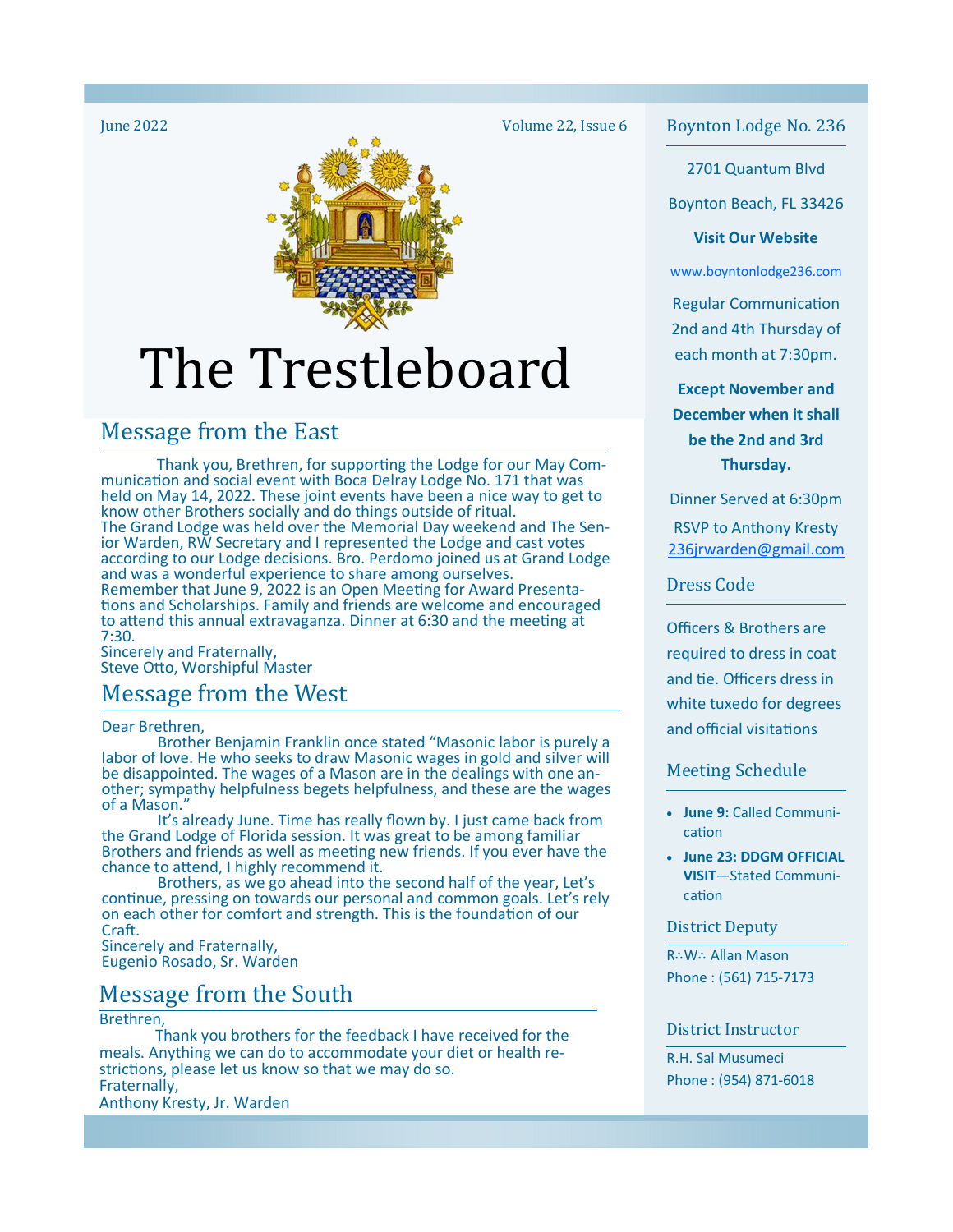June 2022 Volume 22, Issue 6

# The Trestleboard

## Message from the East

Thank you, Brethren, for supporting the Lodge for our May Communication and social event with Boca Delray Lodge No. 171 that was held on May 14, 2022. These joint events have been a nice way to get to know other Brothers socially and do things outside of ritual.
The Grand Lodge was held over the Memorial Day weekend and The Senior Warden, RW Secretary and I represented the Lodge and cast votes according to our Lodge decisions. Bro. Perdomo joined us at Grand Lodge and was a wonderful experience to share among ourselves.
Remember that June 9, 2022 is an Open Meeting for Award Presentations and Scholarships. Family and friends are welcome and encouraged to attend this annual extravaganza. Dinner at 6:30 and the meeting at 7:30.
Sincerely and Fraternally,
Steve Otto, Worshipful Master

## Message from the West

Dear Brethren,

Brother Benjamin Franklin once stated "Masonic labor is purely a labor of love. He who seeks to draw Masonic wages in gold and silver will be disappointed. The wages of a Mason are in the dealings with one another; sympathy helpfulness begets helpfulness, and these are the wages of a Mason."

It's already June. Time has really flown by. I just came back from the Grand Lodge of Florida session. It was great to be among familiar Brothers and friends as well as meeting new friends. If you ever have the chance to attend, I highly recommend it.

Brothers, as we go ahead into the second half of the year, Let's continue, pressing on towards our personal and common goals. Let's rely on each other for comfort and strength. This is the foundation of our Craft.
Sincerely and Fraternally,
Eugenio Rosado, Sr. Warden

## Message from the South

Brethren,

Thank you brothers for the feedback I have received for the meals. Anything we can do to accommodate your diet or health restrictions, please let us know so that we may do so.
Fraternally,
Anthony Kresty, Jr. Warden

## Boynton Lodge No. 236

2701 Quantum Blvd

Boynton Beach, FL 33426

**Visit Our Website**

www.boyntonlodge236.com

Regular Communication 2nd and 4th Thursday of each month at 7:30pm.

**Except November and December when it shall be the 2nd and 3rd Thursday.**

Dinner Served at 6:30pm

RSVP to Anthony Kresty
236jrwarden@gmail.com

## Dress Code

Officers & Brothers are required to dress in coat and tie. Officers dress in white tuxedo for degrees and official visitations

## Meeting Schedule

- **June 9:** Called Communication
- **June 23: DDGM OFFICIAL VISIT**—Stated Communication

## District Deputy

R∴W∴ Allan Mason
Phone : (561) 715-7173

## District Instructor

R.H. Sal Musumeci
Phone : (954) 871-6018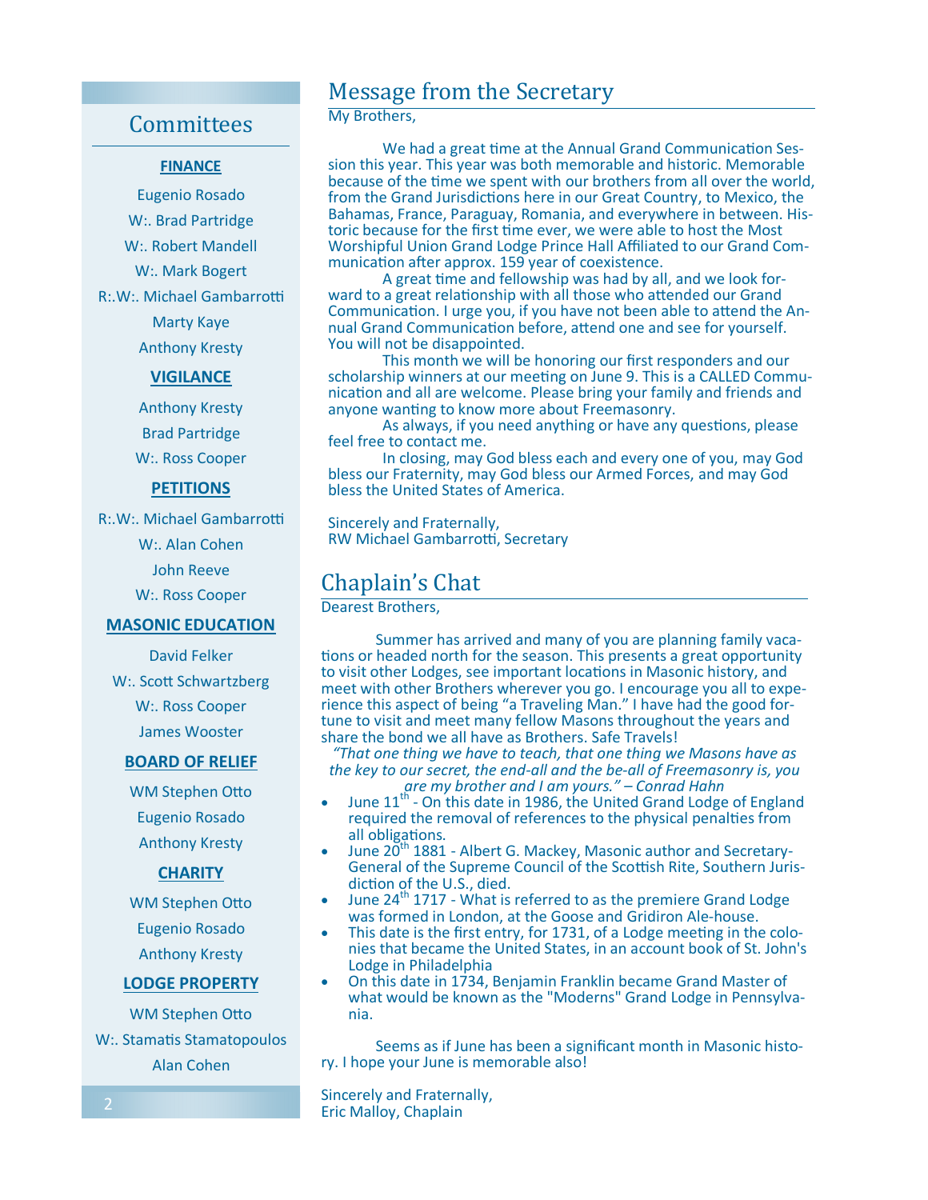## Committees

**FINANCE**

Eugenio Rosado
W:. Brad Partridge
W:. Robert Mandell
W:. Mark Bogert
R:.W:. Michael Gambarrotti
Marty Kaye
Anthony Kresty

**VIGILANCE**

Anthony Kresty
Brad Partridge
W:. Ross Cooper

**PETITIONS**

R:.W:. Michael Gambarrotti
W:. Alan Cohen
John Reeve
W:. Ross Cooper

**MASONIC EDUCATION**

David Felker
W:. Scott Schwartzberg
W:. Ross Cooper
James Wooster

**BOARD OF RELIEF**

WM Stephen Otto
Eugenio Rosado
Anthony Kresty

**CHARITY**

WM Stephen Otto
Eugenio Rosado
Anthony Kresty

**LODGE PROPERTY**

WM Stephen Otto
W:. Stamatis Stamatopoulos
Alan Cohen

## Message from the Secretary

My Brothers,

We had a great time at the Annual Grand Communication Session this year. This year was both memorable and historic. Memorable because of the time we spent with our brothers from all over the world, from the Grand Jurisdictions here in our Great Country, to Mexico, the Bahamas, France, Paraguay, Romania, and everywhere in between. Historic because for the first time ever, we were able to host the Most Worshipful Union Grand Lodge Prince Hall Affiliated to our Grand Communication after approx. 159 year of coexistence.

A great time and fellowship was had by all, and we look forward to a great relationship with all those who attended our Grand Communication. I urge you, if you have not been able to attend the Annual Grand Communication before, attend one and see for yourself. You will not be disappointed.

This month we will be honoring our first responders and our scholarship winners at our meeting on June 9. This is a CALLED Communication and all are welcome. Please bring your family and friends and anyone wanting to know more about Freemasonry.

As always, if you need anything or have any questions, please feel free to contact me.

In closing, may God bless each and every one of you, may God bless our Fraternity, may God bless our Armed Forces, and may God bless the United States of America.

Sincerely and Fraternally,
RW Michael Gambarrotti, Secretary

## Chaplain's Chat

Dearest Brothers,

Summer has arrived and many of you are planning family vacations or headed north for the season. This presents a great opportunity to visit other Lodges, see important locations in Masonic history, and meet with other Brothers wherever you go. I encourage you all to experience this aspect of being "a Traveling Man." I have had the good fortune to visit and meet many fellow Masons throughout the years and share the bond we all have as Brothers. Safe Travels!

*"That one thing we have to teach, that one thing we Masons have as the key to our secret, the end-all and the be-all of Freemasonry is, you are my brother and I am yours." – Conrad Hahn*

- June 11th - On this date in 1986, the United Grand Lodge of England required the removal of references to the physical penalties from all obligations.
- June 20th 1881 - Albert G. Mackey, Masonic author and Secretary-General of the Supreme Council of the Scottish Rite, Southern Jurisdiction of the U.S., died.
- June 24th 1717 - What is referred to as the premiere Grand Lodge was formed in London, at the Goose and Gridiron Ale-house.
- This date is the first entry, for 1731, of a Lodge meeting in the colonies that became the United States, in an account book of St. John's Lodge in Philadelphia
- On this date in 1734, Benjamin Franklin became Grand Master of what would be known as the "Moderns" Grand Lodge in Pennsylvania.

Seems as if June has been a significant month in Masonic history. I hope your June is memorable also!

Sincerely and Fraternally,
Eric Malloy, Chaplain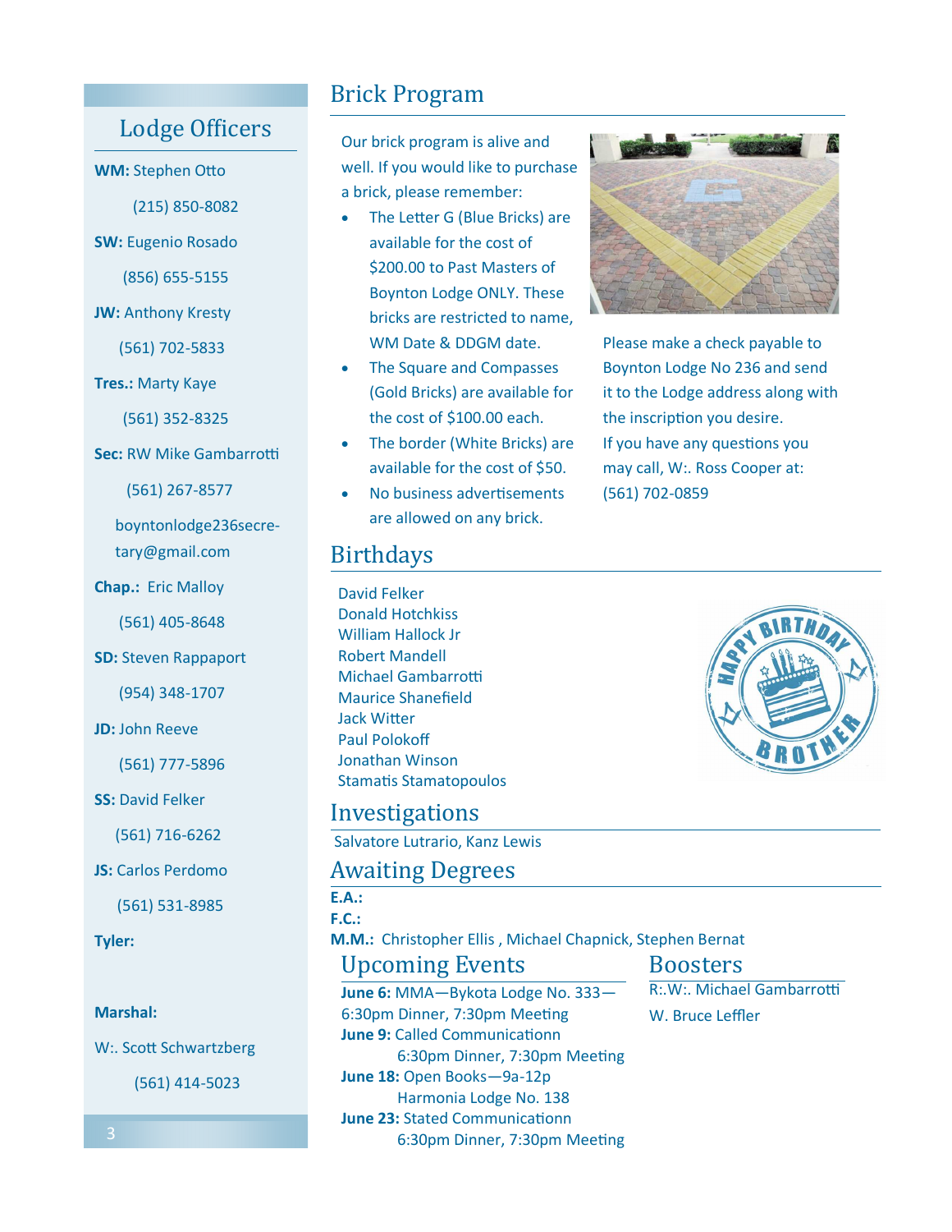## Lodge Officers

**WM:** Stephen Otto

(215) 850-8082

**SW:** Eugenio Rosado

(856) 655-5155

**JW:** Anthony Kresty

(561) 702-5833

**Tres.:** Marty Kaye

(561) 352-8325

**Sec:** RW Mike Gambarrotti

(561) 267-8577

boyntonlodge236secretary@gmail.com

**Chap.:** Eric Malloy

(561) 405-8648

**SD:** Steven Rappaport

(954) 348-1707

**JD:** John Reeve

(561) 777-5896

**SS:** David Felker

(561) 716-6262

**JS:** Carlos Perdomo

(561) 531-8985

**Tyler:**

**Marshal:**

W:. Scott Schwartzberg

(561) 414-5023

## Brick Program

Our brick program is alive and well. If you would like to purchase a brick, please remember:

- The Letter G (Blue Bricks) are available for the cost of $200.00 to Past Masters of Boynton Lodge ONLY. These bricks are restricted to name, WM Date & DDGM date.
- The Square and Compasses (Gold Bricks) are available for the cost of $100.00 each.
- The border (White Bricks) are available for the cost of $50.
- No business advertisements are allowed on any brick.

Please make a check payable to Boynton Lodge No 236 and send it to the Lodge address along with the inscription you desire.
If you have any questions you may call, W:. Ross Cooper at: (561) 702-0859

## Birthdays

David Felker
Donald Hotchkiss
William Hallock Jr
Robert Mandell
Michael Gambarrotti
Maurice Shanefield
Jack Witter
Paul Polokoff
Jonathan Winson
Stamatis Stamatopoulos

## Investigations

Salvatore Lutrario, Kanz Lewis

## Awaiting Degrees

**E.A.:**
**F.C.:**
**M.M.:** Christopher Ellis , Michael Chapnick, Stephen Bernat

## Upcoming Events

**June 6:** MMA—Bykota Lodge No. 333—6:30pm Dinner, 7:30pm Meeting
**June 9:** Called Communicationn
6:30pm Dinner, 7:30pm Meeting
**June 18:** Open Books—9a-12p
Harmonia Lodge No. 138
**June 23:** Stated Communicationn
6:30pm Dinner, 7:30pm Meeting

## Boosters

R:.W:. Michael Gambarrotti
W. Bruce Leffler